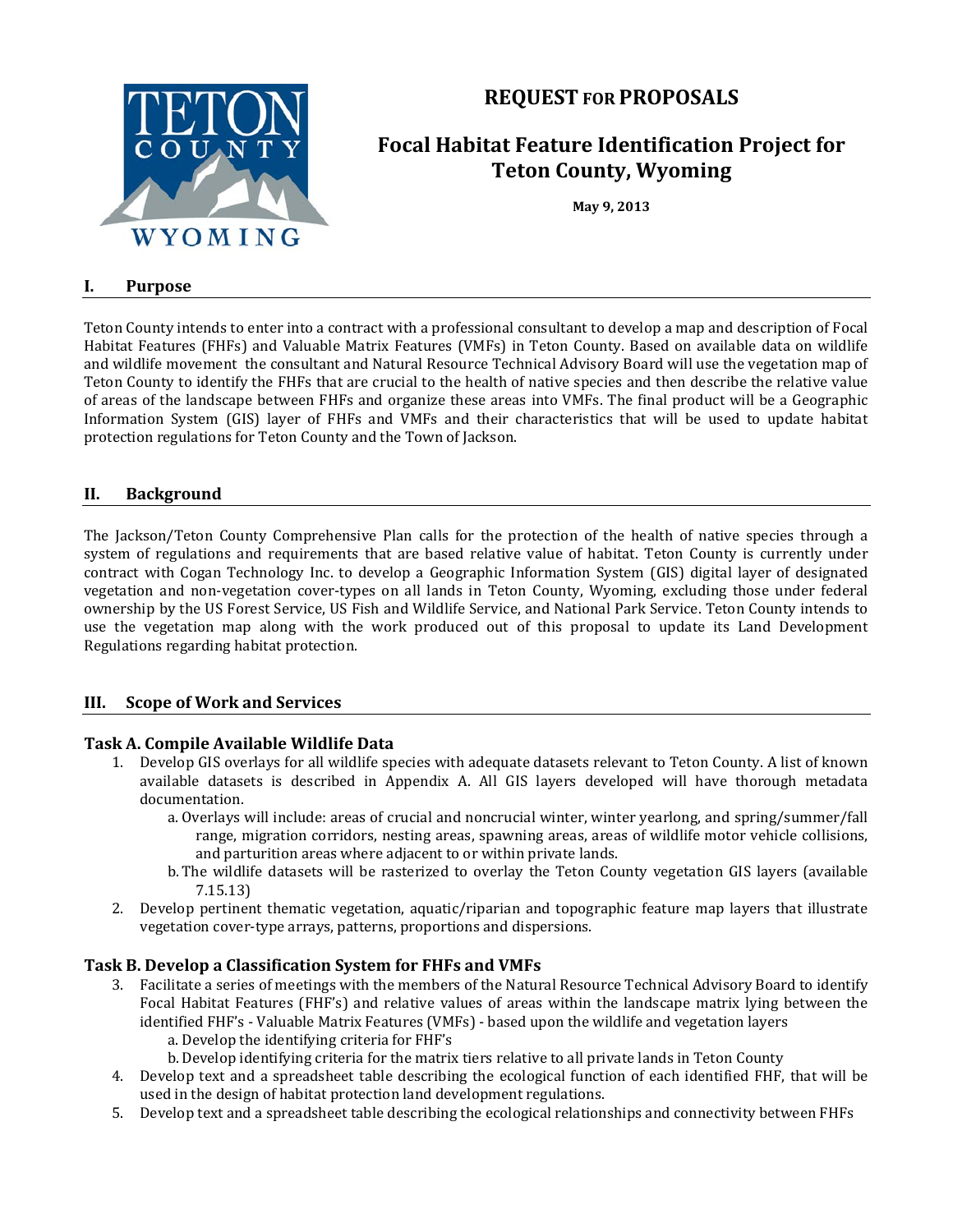# REQUEST FOR PROPOSALS

## Focal Habitat Feature Identification Project for Teton County, Wyoming

**May 9, 2013**

## I. Purpose

Teton County intends to enter into a contract with a professional consultant to develop a map and description of Focal Habitat Features (FHFs) and Valuable Matrix Features (VMFs) in Teton County. Based on available data on wildlife and wildlife movement the consultant and Natural Resource Technical Advisory Board will use the vegetation map of Teton County to identify the FHFs that are crucial to the health of native species and then describe the relative value of areas of the landscape between FHFs and organize these areas into VMFs. The final product will be a Geographic Information System (GIS) layer of FHFs and VMFs and their characteristics that will be used to update habitat protection regulations for Teton County and the Town of Jackson.

## II. Background

The Jackson/Teton County Comprehensive Plan calls for the protection of the health of native species through a system of regulations and requirements that are based relative value of habitat. Teton County is currently under contract with Cogan Technology Inc. to develop a Geographic Information System (GIS) digital layer of designated vegetation and non-vegetation cover-types on all lands in Teton County, Wyoming, excluding those under federal ownership by the US Forest Service, US Fish and Wildlife Service, and National Park Service. Teton County intends to use the vegetation map along with the work produced out of this proposal to update its Land Development Regulations regarding habitat protection.

## III. Scope of Work and Services

### Task A. Compile Available Wildlife Data

1. Develop GIS overlays for all wildlife species with adequate datasets relevant to Teton County. A list of known available datasets is described in Appendix A. All GIS layers developed will have thorough metadata documentation.
    a. Overlays will include: areas of crucial and noncrucial winter, winter yearlong, and spring/summer/fall range, migration corridors, nesting areas, spawning areas, areas of wildlife motor vehicle collisions, and parturition areas where adjacent to or within private lands.
    b. The wildlife datasets will be rasterized to overlay the Teton County vegetation GIS layers (available 7.15.13)
2. Develop pertinent thematic vegetation, aquatic/riparian and topographic feature map layers that illustrate vegetation cover-type arrays, patterns, proportions and dispersions.

### Task B. Develop a Classification System for FHFs and VMFs

3. Facilitate a series of meetings with the members of the Natural Resource Technical Advisory Board to identify Focal Habitat Features (FHF's) and relative values of areas within the landscape matrix lying between the identified FHF's - Valuable Matrix Features (VMFs) - based upon the wildlife and vegetation layers
    a. Develop the identifying criteria for FHF's
    b. Develop identifying criteria for the matrix tiers relative to all private lands in Teton County
4. Develop text and a spreadsheet table describing the ecological function of each identified FHF, that will be used in the design of habitat protection land development regulations.
5. Develop text and a spreadsheet table describing the ecological relationships and connectivity between FHFs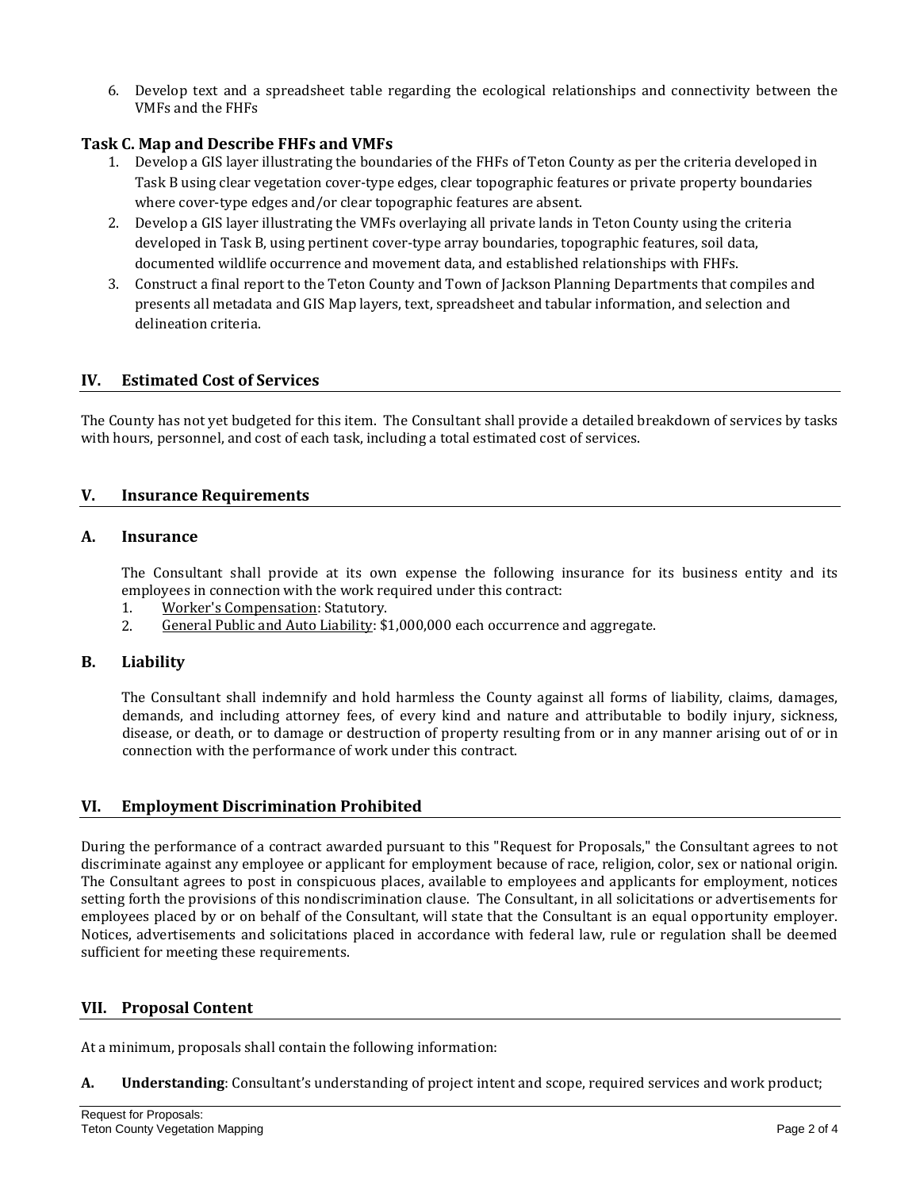6. Develop text and a spreadsheet table regarding the ecological relationships and connectivity between the VMFs and the FHFs

### Task C. Map and Describe FHFs and VMFs

1. Develop a GIS layer illustrating the boundaries of the FHFs of Teton County as per the criteria developed in Task B using clear vegetation cover-type edges, clear topographic features or private property boundaries where cover-type edges and/or clear topographic features are absent.
2. Develop a GIS layer illustrating the VMFs overlaying all private lands in Teton County using the criteria developed in Task B, using pertinent cover-type array boundaries, topographic features, soil data, documented wildlife occurrence and movement data, and established relationships with FHFs.
3. Construct a final report to the Teton County and Town of Jackson Planning Departments that compiles and presents all metadata and GIS Map layers, text, spreadsheet and tabular information, and selection and delineation criteria.

## IV. Estimated Cost of Services

The County has not yet budgeted for this item. The Consultant shall provide a detailed breakdown of services by tasks with hours, personnel, and cost of each task, including a total estimated cost of services.

## V. Insurance Requirements

### A. Insurance

The Consultant shall provide at its own expense the following insurance for its business entity and its employees in connection with the work required under this contract:

1. Worker's Compensation: Statutory.
2. General Public and Auto Liability: $1,000,000 each occurrence and aggregate.

### B. Liability

The Consultant shall indemnify and hold harmless the County against all forms of liability, claims, damages, demands, and including attorney fees, of every kind and nature and attributable to bodily injury, sickness, disease, or death, or to damage or destruction of property resulting from or in any manner arising out of or in connection with the performance of work under this contract.

## VI. Employment Discrimination Prohibited

During the performance of a contract awarded pursuant to this "Request for Proposals," the Consultant agrees to not discriminate against any employee or applicant for employment because of race, religion, color, sex or national origin. The Consultant agrees to post in conspicuous places, available to employees and applicants for employment, notices setting forth the provisions of this nondiscrimination clause. The Consultant, in all solicitations or advertisements for employees placed by or on behalf of the Consultant, will state that the Consultant is an equal opportunity employer. Notices, advertisements and solicitations placed in accordance with federal law, rule or regulation shall be deemed sufficient for meeting these requirements.

## VII. Proposal Content

At a minimum, proposals shall contain the following information:

**A. Understanding**: Consultant's understanding of project intent and scope, required services and work product;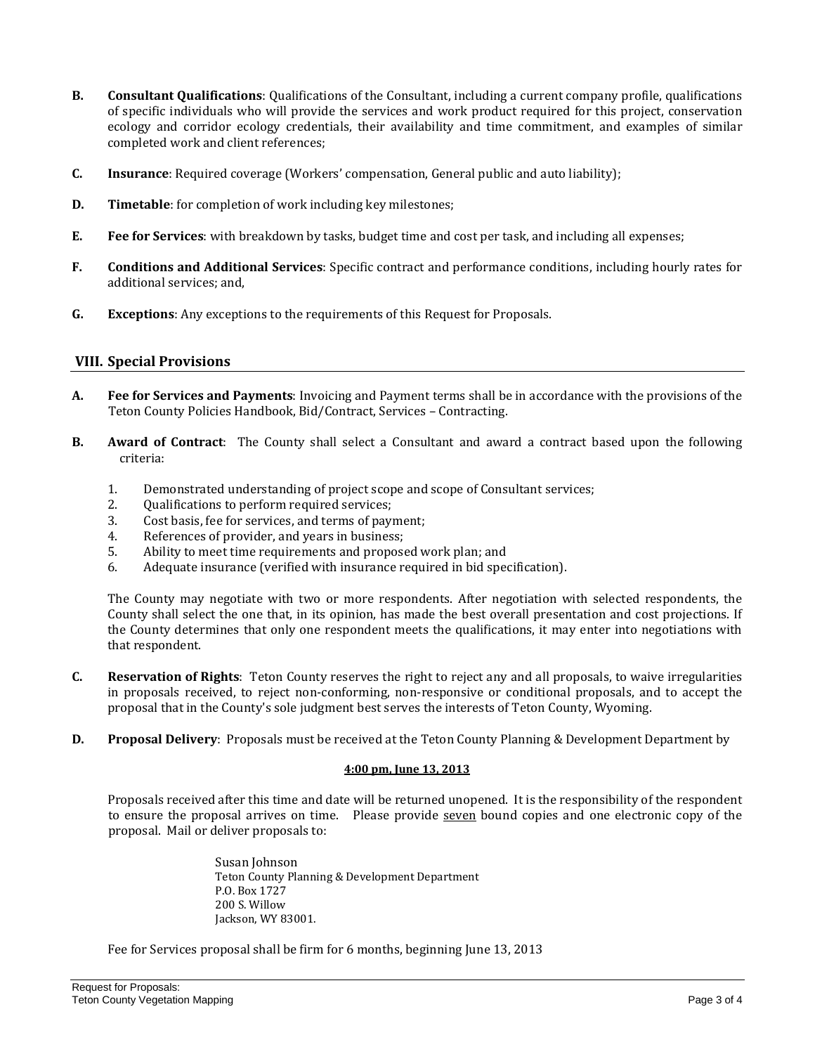**B.** **Consultant Qualifications**: Qualifications of the Consultant, including a current company profile, qualifications of specific individuals who will provide the services and work product required for this project, conservation ecology and corridor ecology credentials, their availability and time commitment, and examples of similar completed work and client references;

**C.** **Insurance**: Required coverage (Workers' compensation, General public and auto liability);

**D.** **Timetable**: for completion of work including key milestones;

**E.** **Fee for Services**: with breakdown by tasks, budget time and cost per task, and including all expenses;

**F.** **Conditions and Additional Services**: Specific contract and performance conditions, including hourly rates for additional services; and,

**G.** **Exceptions**: Any exceptions to the requirements of this Request for Proposals.

## VIII. Special Provisions

**A.** **Fee for Services and Payments**: Invoicing and Payment terms shall be in accordance with the provisions of the Teton County Policies Handbook, Bid/Contract, Services – Contracting.

**B.** **Award of Contract**: The County shall select a Consultant and award a contract based upon the following criteria:

1. Demonstrated understanding of project scope and scope of Consultant services;
2. Qualifications to perform required services;
3. Cost basis, fee for services, and terms of payment;
4. References of provider, and years in business;
5. Ability to meet time requirements and proposed work plan; and
6. Adequate insurance (verified with insurance required in bid specification).

The County may negotiate with two or more respondents. After negotiation with selected respondents, the County shall select the one that, in its opinion, has made the best overall presentation and cost projections. If the County determines that only one respondent meets the qualifications, it may enter into negotiations with that respondent.

**C.** **Reservation of Rights**: Teton County reserves the right to reject any and all proposals, to waive irregularities in proposals received, to reject non-conforming, non-responsive or conditional proposals, and to accept the proposal that in the County's sole judgment best serves the interests of Teton County, Wyoming.

**D.** **Proposal Delivery**: Proposals must be received at the Teton County Planning & Development Department by

**4:00 pm, June 13, 2013**

Proposals received after this time and date will be returned unopened. It is the responsibility of the respondent to ensure the proposal arrives on time. Please provide seven bound copies and one electronic copy of the proposal. Mail or deliver proposals to:

Susan Johnson
Teton County Planning & Development Department
P.O. Box 1727
200 S. Willow
Jackson, WY 83001.

Fee for Services proposal shall be firm for 6 months, beginning June 13, 2013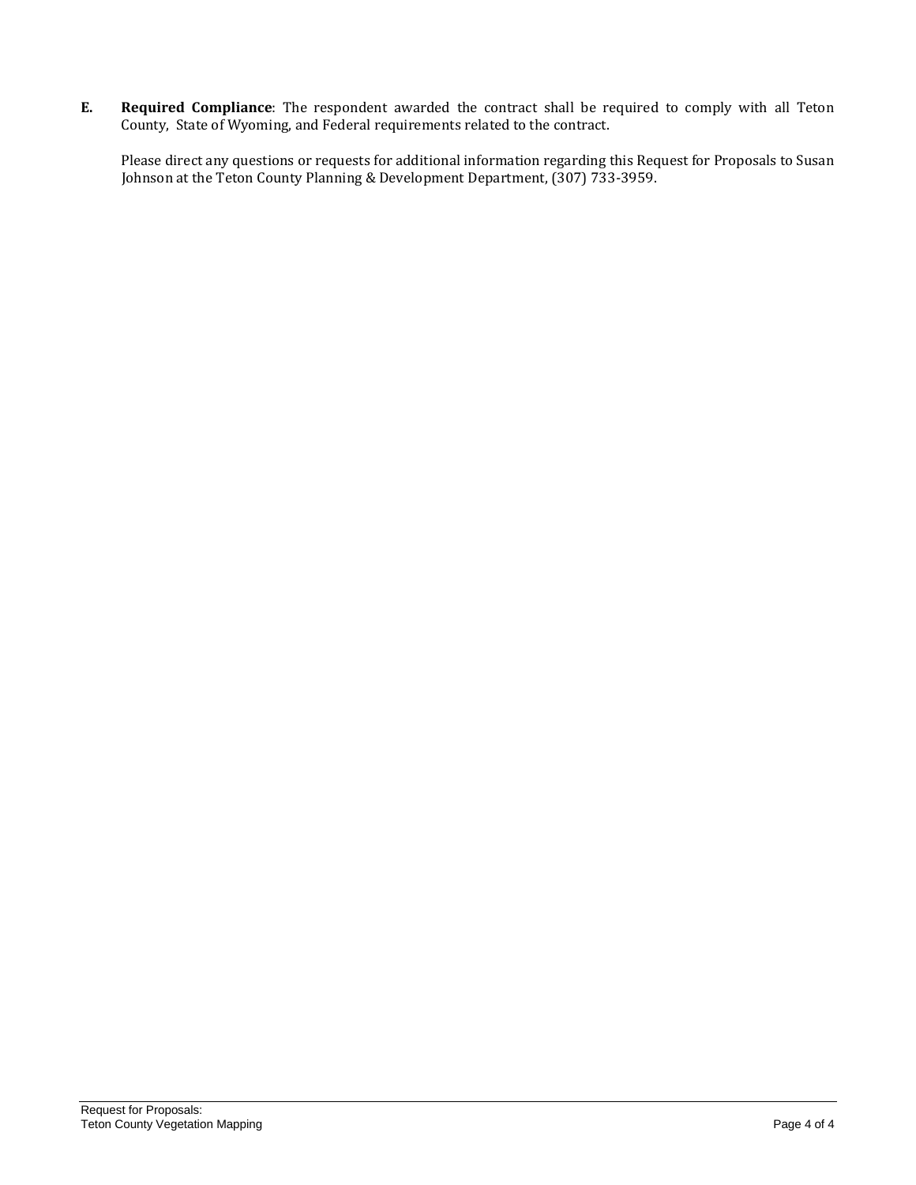**E.** **Required Compliance**: The respondent awarded the contract shall be required to comply with all Teton County, State of Wyoming, and Federal requirements related to the contract.

Please direct any questions or requests for additional information regarding this Request for Proposals to Susan Johnson at the Teton County Planning & Development Department, (307) 733-3959.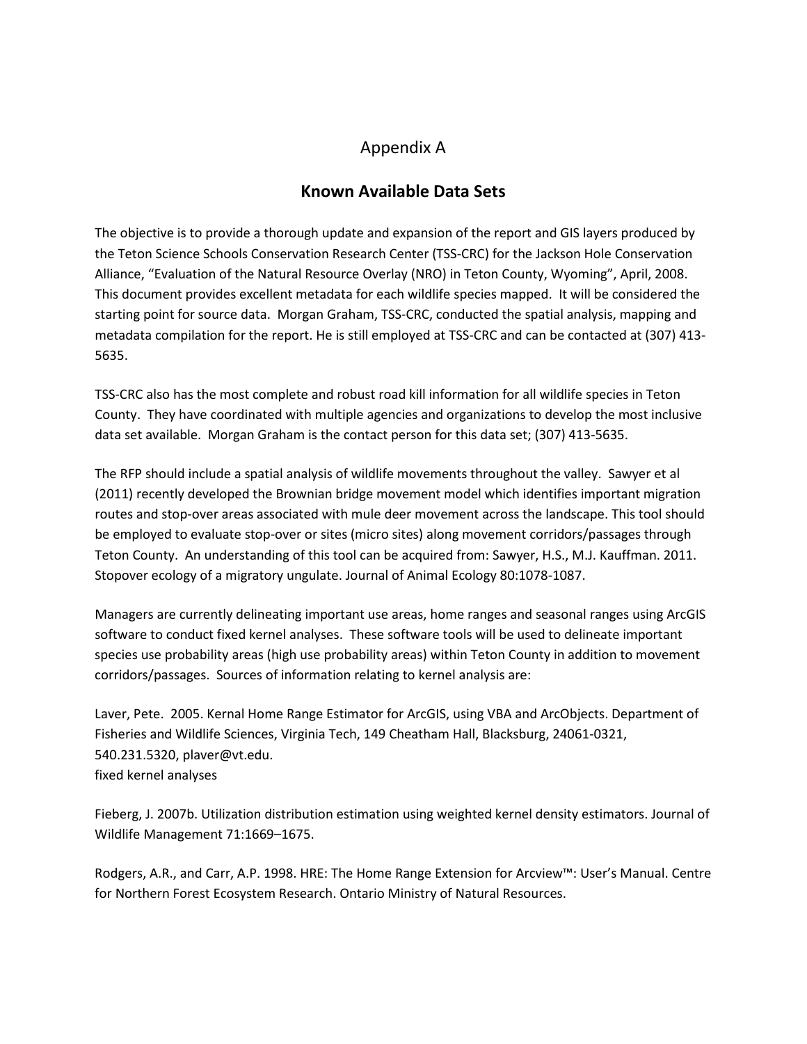# Appendix A

## Known Available Data Sets

The objective is to provide a thorough update and expansion of the report and GIS layers produced by the Teton Science Schools Conservation Research Center (TSS-CRC) for the Jackson Hole Conservation Alliance, "Evaluation of the Natural Resource Overlay (NRO) in Teton County, Wyoming", April, 2008. This document provides excellent metadata for each wildlife species mapped. It will be considered the starting point for source data. Morgan Graham, TSS-CRC, conducted the spatial analysis, mapping and metadata compilation for the report. He is still employed at TSS-CRC and can be contacted at (307) 413-5635.

TSS-CRC also has the most complete and robust road kill information for all wildlife species in Teton County. They have coordinated with multiple agencies and organizations to develop the most inclusive data set available. Morgan Graham is the contact person for this data set; (307) 413-5635.

The RFP should include a spatial analysis of wildlife movements throughout the valley. Sawyer et al (2011) recently developed the Brownian bridge movement model which identifies important migration routes and stop-over areas associated with mule deer movement across the landscape. This tool should be employed to evaluate stop-over or sites (micro sites) along movement corridors/passages through Teton County. An understanding of this tool can be acquired from: Sawyer, H.S., M.J. Kauffman. 2011. Stopover ecology of a migratory ungulate. Journal of Animal Ecology 80:1078-1087.

Managers are currently delineating important use areas, home ranges and seasonal ranges using ArcGIS software to conduct fixed kernel analyses. These software tools will be used to delineate important species use probability areas (high use probability areas) within Teton County in addition to movement corridors/passages. Sources of information relating to kernel analysis are:

Laver, Pete. 2005. Kernal Home Range Estimator for ArcGIS, using VBA and ArcObjects. Department of Fisheries and Wildlife Sciences, Virginia Tech, 149 Cheatham Hall, Blacksburg, 24061-0321, 540.231.5320, plaver@vt.edu.
fixed kernel analyses

Fieberg, J. 2007b. Utilization distribution estimation using weighted kernel density estimators. Journal of Wildlife Management 71:1669–1675.

Rodgers, A.R., and Carr, A.P. 1998. HRE: The Home Range Extension for Arcview™: User's Manual. Centre for Northern Forest Ecosystem Research. Ontario Ministry of Natural Resources.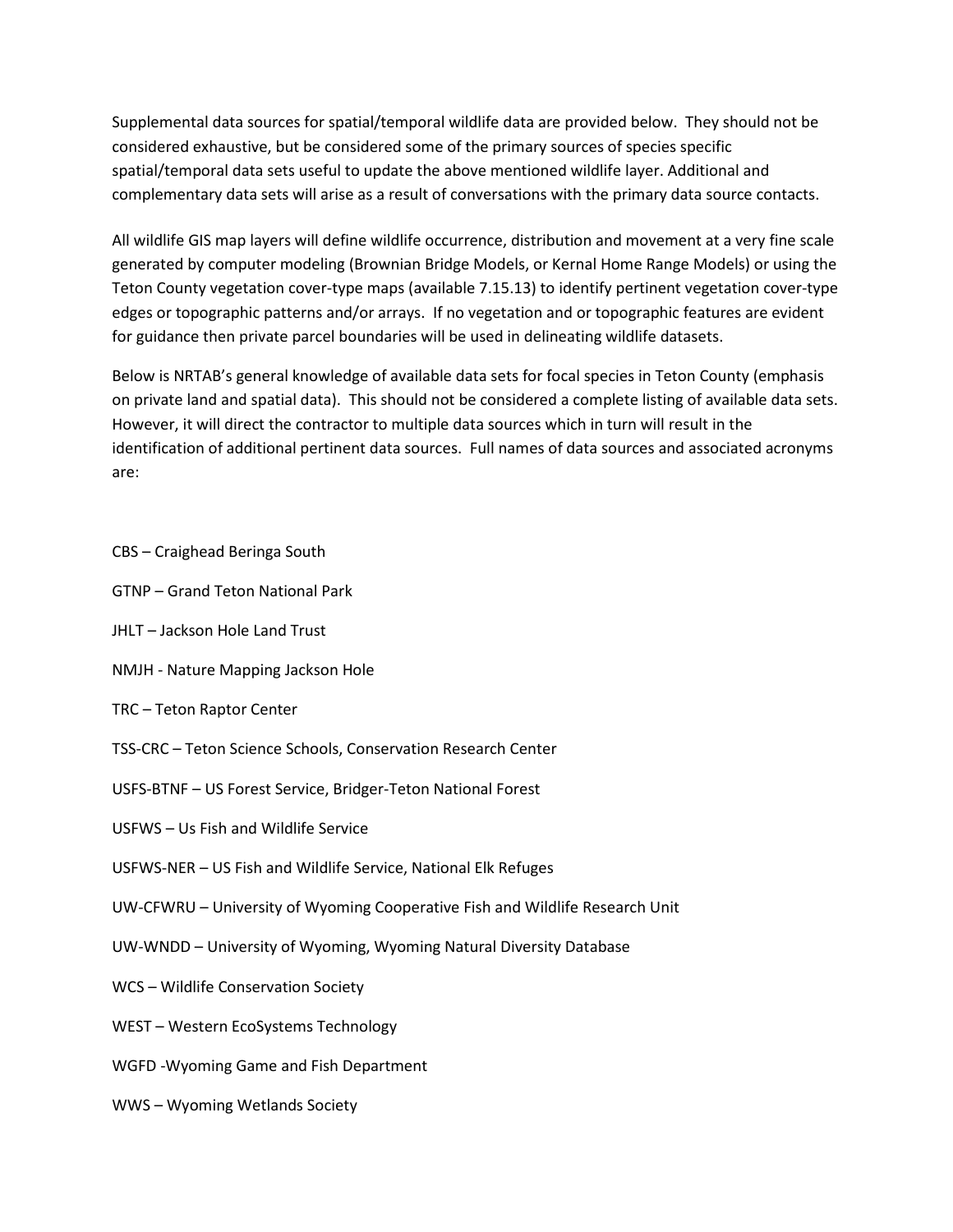Supplemental data sources for spatial/temporal wildlife data are provided below. They should not be considered exhaustive, but be considered some of the primary sources of species specific spatial/temporal data sets useful to update the above mentioned wildlife layer. Additional and complementary data sets will arise as a result of conversations with the primary data source contacts.

All wildlife GIS map layers will define wildlife occurrence, distribution and movement at a very fine scale generated by computer modeling (Brownian Bridge Models, or Kernal Home Range Models) or using the Teton County vegetation cover-type maps (available 7.15.13) to identify pertinent vegetation cover-type edges or topographic patterns and/or arrays. If no vegetation and or topographic features are evident for guidance then private parcel boundaries will be used in delineating wildlife datasets.

Below is NRTAB's general knowledge of available data sets for focal species in Teton County (emphasis on private land and spatial data). This should not be considered a complete listing of available data sets. However, it will direct the contractor to multiple data sources which in turn will result in the identification of additional pertinent data sources. Full names of data sources and associated acronyms are:

CBS – Craighead Beringa South

GTNP – Grand Teton National Park

JHLT – Jackson Hole Land Trust

NMJH - Nature Mapping Jackson Hole

TRC – Teton Raptor Center

TSS-CRC – Teton Science Schools, Conservation Research Center

USFS-BTNF – US Forest Service, Bridger-Teton National Forest

USFWS – Us Fish and Wildlife Service

USFWS-NER – US Fish and Wildlife Service, National Elk Refuges

UW-CFWRU – University of Wyoming Cooperative Fish and Wildlife Research Unit

UW-WNDD – University of Wyoming, Wyoming Natural Diversity Database

WCS – Wildlife Conservation Society

WEST – Western EcoSystems Technology

WGFD -Wyoming Game and Fish Department

WWS – Wyoming Wetlands Society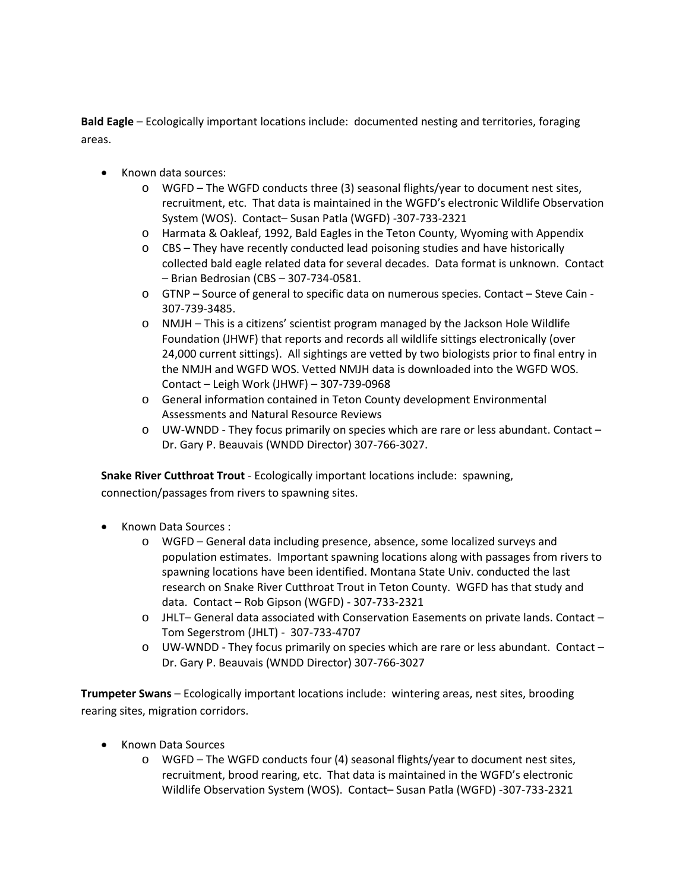**Bald Eagle** – Ecologically important locations include: documented nesting and territories, foraging areas.

- Known data sources:
  - WGFD – The WGFD conducts three (3) seasonal flights/year to document nest sites, recruitment, etc. That data is maintained in the WGFD's electronic Wildlife Observation System (WOS). Contact– Susan Patla (WGFD) -307-733-2321
  - Harmata & Oakleaf, 1992, Bald Eagles in the Teton County, Wyoming with Appendix
  - CBS – They have recently conducted lead poisoning studies and have historically collected bald eagle related data for several decades. Data format is unknown. Contact – Brian Bedrosian (CBS – 307-734-0581.
  - GTNP – Source of general to specific data on numerous species. Contact – Steve Cain - 307-739-3485.
  - NMJH – This is a citizens' scientist program managed by the Jackson Hole Wildlife Foundation (JHWF) that reports and records all wildlife sittings electronically (over 24,000 current sittings). All sightings are vetted by two biologists prior to final entry in the NMJH and WGFD WOS. Vetted NMJH data is downloaded into the WGFD WOS. Contact – Leigh Work (JHWF) – 307-739-0968
  - General information contained in Teton County development Environmental Assessments and Natural Resource Reviews
  - UW-WNDD - They focus primarily on species which are rare or less abundant. Contact – Dr. Gary P. Beauvais (WNDD Director) 307-766-3027.

**Snake River Cutthroat Trout** - Ecologically important locations include: spawning, connection/passages from rivers to spawning sites.

- Known Data Sources :
  - WGFD – General data including presence, absence, some localized surveys and population estimates. Important spawning locations along with passages from rivers to spawning locations have been identified. Montana State Univ. conducted the last research on Snake River Cutthroat Trout in Teton County. WGFD has that study and data. Contact – Rob Gipson (WGFD) - 307-733-2321
  - JHLT– General data associated with Conservation Easements on private lands. Contact – Tom Segerstrom (JHLT) - 307-733-4707
  - UW-WNDD - They focus primarily on species which are rare or less abundant. Contact – Dr. Gary P. Beauvais (WNDD Director) 307-766-3027

**Trumpeter Swans** – Ecologically important locations include: wintering areas, nest sites, brooding rearing sites, migration corridors.

- Known Data Sources
  - WGFD – The WGFD conducts four (4) seasonal flights/year to document nest sites, recruitment, brood rearing, etc. That data is maintained in the WGFD's electronic Wildlife Observation System (WOS). Contact– Susan Patla (WGFD) -307-733-2321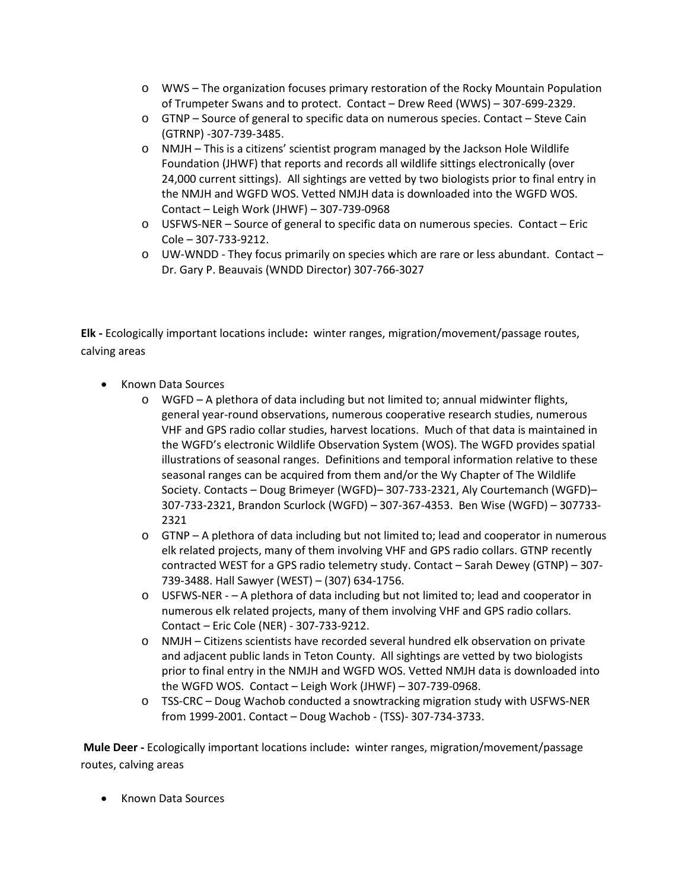- WWS – The organization focuses primary restoration of the Rocky Mountain Population of Trumpeter Swans and to protect. Contact – Drew Reed (WWS) – 307-699-2329.
- GTNP – Source of general to specific data on numerous species. Contact – Steve Cain (GTRNP) -307-739-3485.
- NMJH – This is a citizens' scientist program managed by the Jackson Hole Wildlife Foundation (JHWF) that reports and records all wildlife sittings electronically (over 24,000 current sittings). All sightings are vetted by two biologists prior to final entry in the NMJH and WGFD WOS. Vetted NMJH data is downloaded into the WGFD WOS. Contact – Leigh Work (JHWF) – 307-739-0968
- USFWS-NER – Source of general to specific data on numerous species. Contact – Eric Cole – 307-733-9212.
- UW-WNDD - They focus primarily on species which are rare or less abundant. Contact – Dr. Gary P. Beauvais (WNDD Director) 307-766-3027

**Elk -** Ecologically important locations include**:** winter ranges, migration/movement/passage routes, calving areas

- Known Data Sources
  - WGFD – A plethora of data including but not limited to; annual midwinter flights, general year-round observations, numerous cooperative research studies, numerous VHF and GPS radio collar studies, harvest locations. Much of that data is maintained in the WGFD's electronic Wildlife Observation System (WOS). The WGFD provides spatial illustrations of seasonal ranges. Definitions and temporal information relative to these seasonal ranges can be acquired from them and/or the Wy Chapter of The Wildlife Society. Contacts – Doug Brimeyer (WGFD)– 307-733-2321, Aly Courtemanch (WGFD)– 307-733-2321, Brandon Scurlock (WGFD) – 307-367-4353. Ben Wise (WGFD) – 307733-2321
  - GTNP – A plethora of data including but not limited to; lead and cooperator in numerous elk related projects, many of them involving VHF and GPS radio collars. GTNP recently contracted WEST for a GPS radio telemetry study. Contact – Sarah Dewey (GTNP) – 307-739-3488. Hall Sawyer (WEST) – (307) 634-1756.
  - USFWS-NER - – A plethora of data including but not limited to; lead and cooperator in numerous elk related projects, many of them involving VHF and GPS radio collars. Contact – Eric Cole (NER) - 307-733-9212.
  - NMJH – Citizens scientists have recorded several hundred elk observation on private and adjacent public lands in Teton County. All sightings are vetted by two biologists prior to final entry in the NMJH and WGFD WOS. Vetted NMJH data is downloaded into the WGFD WOS. Contact – Leigh Work (JHWF) – 307-739-0968.
  - TSS-CRC – Doug Wachob conducted a snowtracking migration study with USFWS-NER from 1999-2001. Contact – Doug Wachob - (TSS)- 307-734-3733.

**Mule Deer -** Ecologically important locations include**:** winter ranges, migration/movement/passage routes, calving areas

- Known Data Sources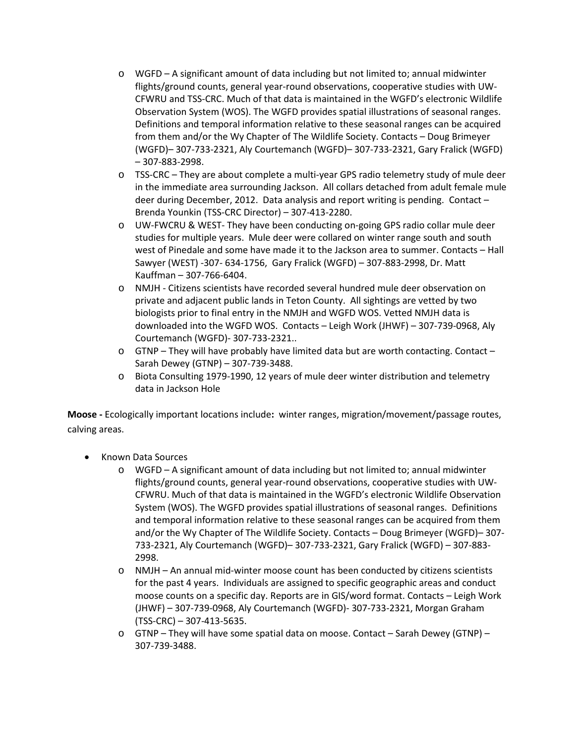- WGFD – A significant amount of data including but not limited to; annual midwinter flights/ground counts, general year-round observations, cooperative studies with UW-CFWRU and TSS-CRC. Much of that data is maintained in the WGFD's electronic Wildlife Observation System (WOS). The WGFD provides spatial illustrations of seasonal ranges. Definitions and temporal information relative to these seasonal ranges can be acquired from them and/or the Wy Chapter of The Wildlife Society. Contacts – Doug Brimeyer (WGFD)– 307-733-2321, Aly Courtemanch (WGFD)– 307-733-2321, Gary Fralick (WGFD) – 307-883-2998.
- TSS-CRC – They are about complete a multi-year GPS radio telemetry study of mule deer in the immediate area surrounding Jackson. All collars detached from adult female mule deer during December, 2012. Data analysis and report writing is pending. Contact – Brenda Younkin (TSS-CRC Director) – 307-413-2280.
- UW-FWCRU & WEST- They have been conducting on-going GPS radio collar mule deer studies for multiple years. Mule deer were collared on winter range south and south west of Pinedale and some have made it to the Jackson area to summer. Contacts – Hall Sawyer (WEST) -307- 634-1756, Gary Fralick (WGFD) – 307-883-2998, Dr. Matt Kauffman – 307-766-6404.
- NMJH - Citizens scientists have recorded several hundred mule deer observation on private and adjacent public lands in Teton County. All sightings are vetted by two biologists prior to final entry in the NMJH and WGFD WOS. Vetted NMJH data is downloaded into the WGFD WOS. Contacts – Leigh Work (JHWF) – 307-739-0968, Aly Courtemanch (WGFD)- 307-733-2321..
- GTNP – They will have probably have limited data but are worth contacting. Contact – Sarah Dewey (GTNP) – 307-739-3488.
- Biota Consulting 1979-1990, 12 years of mule deer winter distribution and telemetry data in Jackson Hole

**Moose -** Ecologically important locations include**:** winter ranges, migration/movement/passage routes, calving areas.

- Known Data Sources
  - WGFD – A significant amount of data including but not limited to; annual midwinter flights/ground counts, general year-round observations, cooperative studies with UW-CFWRU. Much of that data is maintained in the WGFD's electronic Wildlife Observation System (WOS). The WGFD provides spatial illustrations of seasonal ranges. Definitions and temporal information relative to these seasonal ranges can be acquired from them and/or the Wy Chapter of The Wildlife Society. Contacts – Doug Brimeyer (WGFD)– 307-733-2321, Aly Courtemanch (WGFD)– 307-733-2321, Gary Fralick (WGFD) – 307-883-2998.
  - NMJH – An annual mid-winter moose count has been conducted by citizens scientists for the past 4 years. Individuals are assigned to specific geographic areas and conduct moose counts on a specific day. Reports are in GIS/word format. Contacts – Leigh Work (JHWF) – 307-739-0968, Aly Courtemanch (WGFD)- 307-733-2321, Morgan Graham (TSS-CRC) – 307-413-5635.
  - GTNP – They will have some spatial data on moose. Contact – Sarah Dewey (GTNP) – 307-739-3488.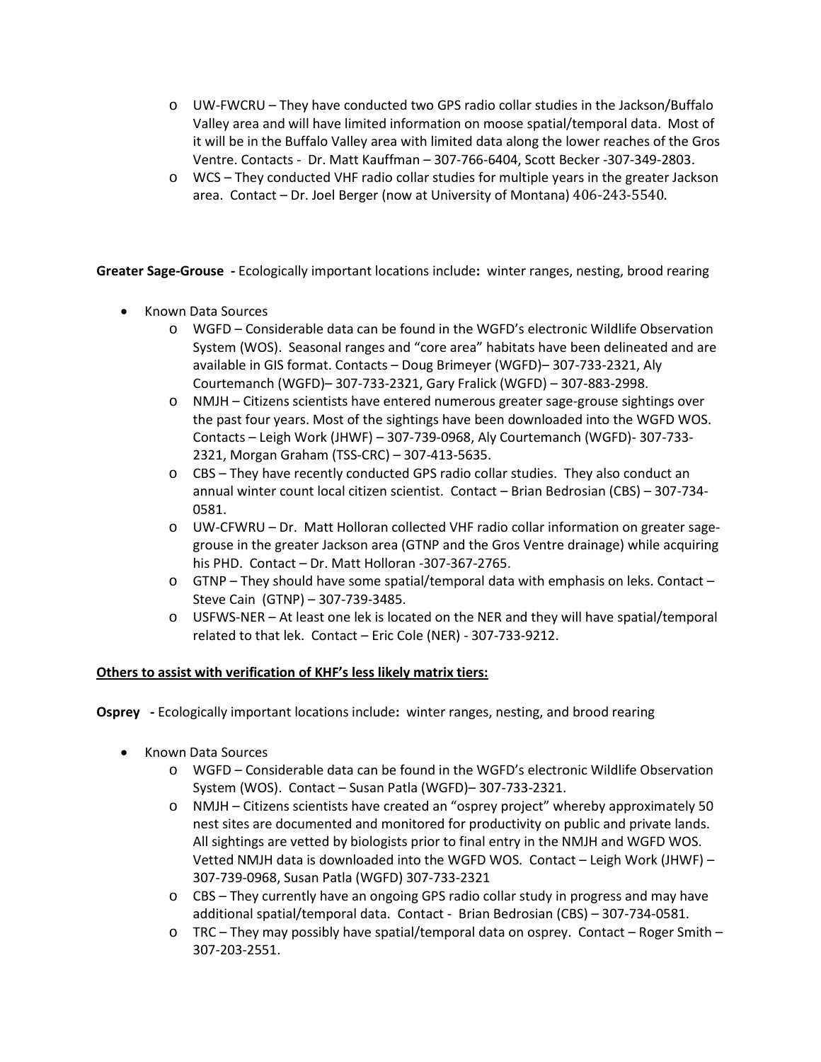- UW-FWCRU – They have conducted two GPS radio collar studies in the Jackson/Buffalo Valley area and will have limited information on moose spatial/temporal data. Most of it will be in the Buffalo Valley area with limited data along the lower reaches of the Gros Ventre. Contacts - Dr. Matt Kauffman – 307-766-6404, Scott Becker -307-349-2803.
- WCS – They conducted VHF radio collar studies for multiple years in the greater Jackson area. Contact – Dr. Joel Berger (now at University of Montana) 406-243-5540.

**Greater Sage-Grouse -** Ecologically important locations include**:** winter ranges, nesting, brood rearing

- Known Data Sources
  - WGFD – Considerable data can be found in the WGFD's electronic Wildlife Observation System (WOS). Seasonal ranges and "core area" habitats have been delineated and are available in GIS format. Contacts – Doug Brimeyer (WGFD)– 307-733-2321, Aly Courtemanch (WGFD)– 307-733-2321, Gary Fralick (WGFD) – 307-883-2998.
  - NMJH – Citizens scientists have entered numerous greater sage-grouse sightings over the past four years. Most of the sightings have been downloaded into the WGFD WOS. Contacts – Leigh Work (JHWF) – 307-739-0968, Aly Courtemanch (WGFD)- 307-733-2321, Morgan Graham (TSS-CRC) – 307-413-5635.
  - CBS – They have recently conducted GPS radio collar studies. They also conduct an annual winter count local citizen scientist. Contact – Brian Bedrosian (CBS) – 307-734-0581.
  - UW-CFWRU – Dr. Matt Holloran collected VHF radio collar information on greater sage-grouse in the greater Jackson area (GTNP and the Gros Ventre drainage) while acquiring his PHD. Contact – Dr. Matt Holloran -307-367-2765.
  - GTNP – They should have some spatial/temporal data with emphasis on leks. Contact – Steve Cain (GTNP) – 307-739-3485.
  - USFWS-NER – At least one lek is located on the NER and they will have spatial/temporal related to that lek. Contact – Eric Cole (NER) - 307-733-9212.

**Others to assist with verification of KHF's less likely matrix tiers:**

**Osprey -** Ecologically important locations include**:** winter ranges, nesting, and brood rearing

- Known Data Sources
  - WGFD – Considerable data can be found in the WGFD's electronic Wildlife Observation System (WOS). Contact – Susan Patla (WGFD)– 307-733-2321.
  - NMJH – Citizens scientists have created an "osprey project" whereby approximately 50 nest sites are documented and monitored for productivity on public and private lands. All sightings are vetted by biologists prior to final entry in the NMJH and WGFD WOS. Vetted NMJH data is downloaded into the WGFD WOS. Contact – Leigh Work (JHWF) – 307-739-0968, Susan Patla (WGFD) 307-733-2321
  - CBS – They currently have an ongoing GPS radio collar study in progress and may have additional spatial/temporal data. Contact - Brian Bedrosian (CBS) – 307-734-0581.
  - TRC – They may possibly have spatial/temporal data on osprey. Contact – Roger Smith – 307-203-2551.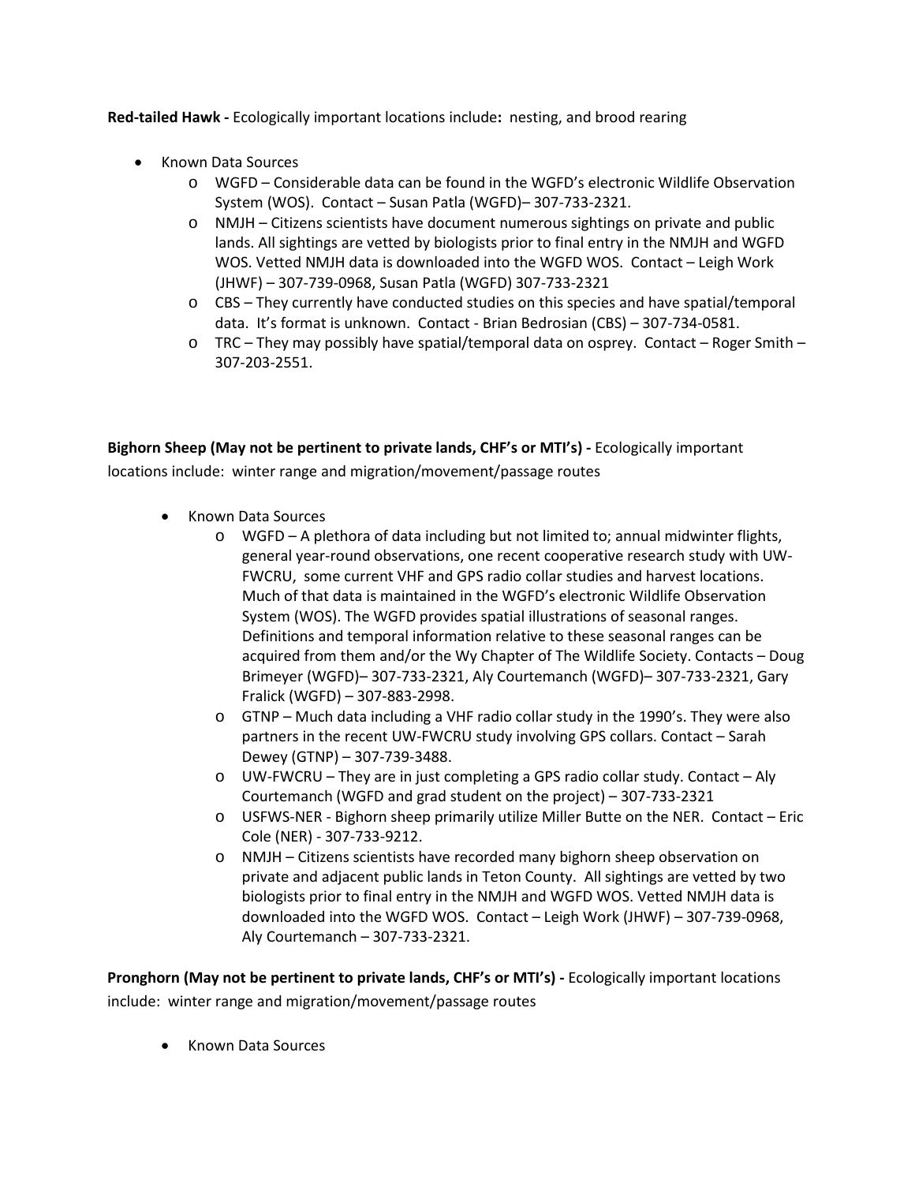**Red-tailed Hawk -** Ecologically important locations include**:** nesting, and brood rearing

- Known Data Sources
    - WGFD – Considerable data can be found in the WGFD's electronic Wildlife Observation System (WOS). Contact – Susan Patla (WGFD)– 307-733-2321.
    - NMJH – Citizens scientists have document numerous sightings on private and public lands. All sightings are vetted by biologists prior to final entry in the NMJH and WGFD WOS. Vetted NMJH data is downloaded into the WGFD WOS. Contact – Leigh Work (JHWF) – 307-739-0968, Susan Patla (WGFD) 307-733-2321
    - CBS – They currently have conducted studies on this species and have spatial/temporal data. It's format is unknown. Contact - Brian Bedrosian (CBS) – 307-734-0581.
    - TRC – They may possibly have spatial/temporal data on osprey. Contact – Roger Smith – 307-203-2551.

**Bighorn Sheep (May not be pertinent to private lands, CHF's or MTI's) -** Ecologically important locations include: winter range and migration/movement/passage routes

- Known Data Sources
    - WGFD – A plethora of data including but not limited to; annual midwinter flights, general year-round observations, one recent cooperative research study with UW-FWCRU, some current VHF and GPS radio collar studies and harvest locations. Much of that data is maintained in the WGFD's electronic Wildlife Observation System (WOS). The WGFD provides spatial illustrations of seasonal ranges. Definitions and temporal information relative to these seasonal ranges can be acquired from them and/or the Wy Chapter of The Wildlife Society. Contacts – Doug Brimeyer (WGFD)– 307-733-2321, Aly Courtemanch (WGFD)– 307-733-2321, Gary Fralick (WGFD) – 307-883-2998.
    - GTNP – Much data including a VHF radio collar study in the 1990's. They were also partners in the recent UW-FWCRU study involving GPS collars. Contact – Sarah Dewey (GTNP) – 307-739-3488.
    - UW-FWCRU – They are in just completing a GPS radio collar study. Contact – Aly Courtemanch (WGFD and grad student on the project) – 307-733-2321
    - USFWS-NER - Bighorn sheep primarily utilize Miller Butte on the NER. Contact – Eric Cole (NER) - 307-733-9212.
    - NMJH – Citizens scientists have recorded many bighorn sheep observation on private and adjacent public lands in Teton County. All sightings are vetted by two biologists prior to final entry in the NMJH and WGFD WOS. Vetted NMJH data is downloaded into the WGFD WOS. Contact – Leigh Work (JHWF) – 307-739-0968, Aly Courtemanch – 307-733-2321.

**Pronghorn (May not be pertinent to private lands, CHF's or MTI's) -** Ecologically important locations include: winter range and migration/movement/passage routes

- Known Data Sources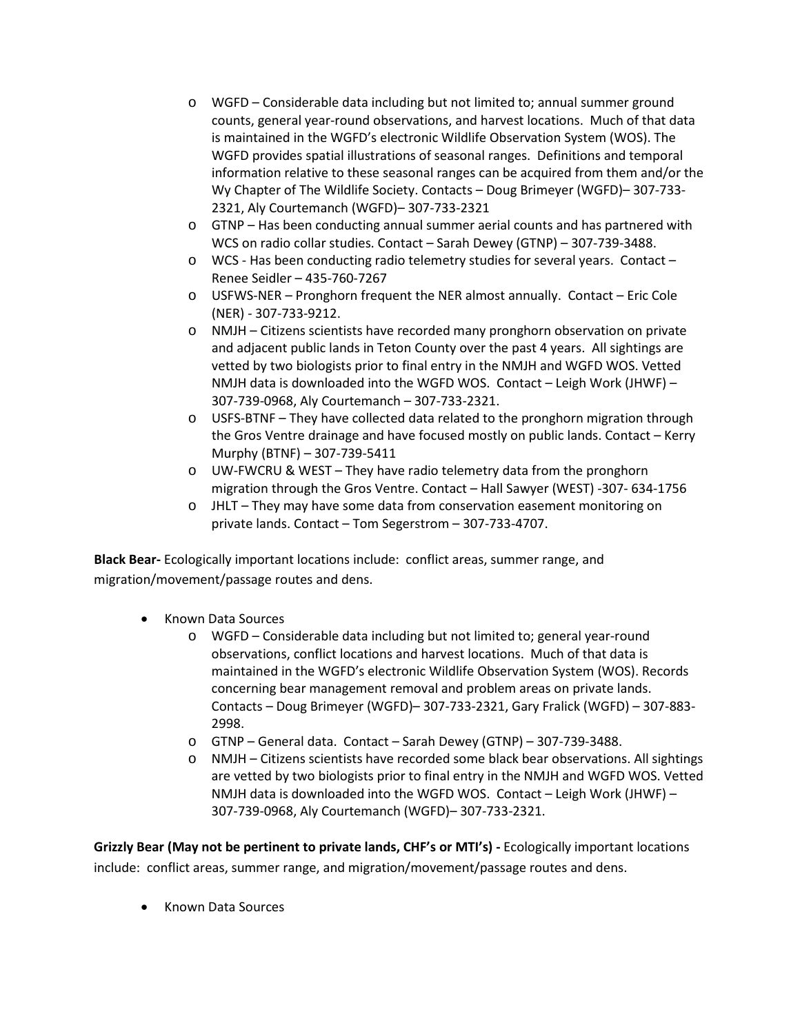- WGFD – Considerable data including but not limited to; annual summer ground counts, general year-round observations, and harvest locations. Much of that data is maintained in the WGFD's electronic Wildlife Observation System (WOS). The WGFD provides spatial illustrations of seasonal ranges. Definitions and temporal information relative to these seasonal ranges can be acquired from them and/or the Wy Chapter of The Wildlife Society. Contacts – Doug Brimeyer (WGFD)– 307-733-2321, Aly Courtemanch (WGFD)– 307-733-2321
- GTNP – Has been conducting annual summer aerial counts and has partnered with WCS on radio collar studies. Contact – Sarah Dewey (GTNP) – 307-739-3488.
- WCS - Has been conducting radio telemetry studies for several years. Contact – Renee Seidler – 435-760-7267
- USFWS-NER – Pronghorn frequent the NER almost annually. Contact – Eric Cole (NER) - 307-733-9212.
- NMJH – Citizens scientists have recorded many pronghorn observation on private and adjacent public lands in Teton County over the past 4 years. All sightings are vetted by two biologists prior to final entry in the NMJH and WGFD WOS. Vetted NMJH data is downloaded into the WGFD WOS. Contact – Leigh Work (JHWF) – 307-739-0968, Aly Courtemanch – 307-733-2321.
- USFS-BTNF – They have collected data related to the pronghorn migration through the Gros Ventre drainage and have focused mostly on public lands. Contact – Kerry Murphy (BTNF) – 307-739-5411
- UW-FWCRU & WEST – They have radio telemetry data from the pronghorn migration through the Gros Ventre. Contact – Hall Sawyer (WEST) -307- 634-1756
- JHLT – They may have some data from conservation easement monitoring on private lands. Contact – Tom Segerstrom – 307-733-4707.

**Black Bear-** Ecologically important locations include: conflict areas, summer range, and migration/movement/passage routes and dens.

- Known Data Sources
  - WGFD – Considerable data including but not limited to; general year-round observations, conflict locations and harvest locations. Much of that data is maintained in the WGFD's electronic Wildlife Observation System (WOS). Records concerning bear management removal and problem areas on private lands. Contacts – Doug Brimeyer (WGFD)– 307-733-2321, Gary Fralick (WGFD) – 307-883-2998.
  - GTNP – General data. Contact – Sarah Dewey (GTNP) – 307-739-3488.
  - NMJH – Citizens scientists have recorded some black bear observations. All sightings are vetted by two biologists prior to final entry in the NMJH and WGFD WOS. Vetted NMJH data is downloaded into the WGFD WOS. Contact – Leigh Work (JHWF) – 307-739-0968, Aly Courtemanch (WGFD)– 307-733-2321.

**Grizzly Bear (May not be pertinent to private lands, CHF's or MTI's) -** Ecologically important locations include: conflict areas, summer range, and migration/movement/passage routes and dens.

- Known Data Sources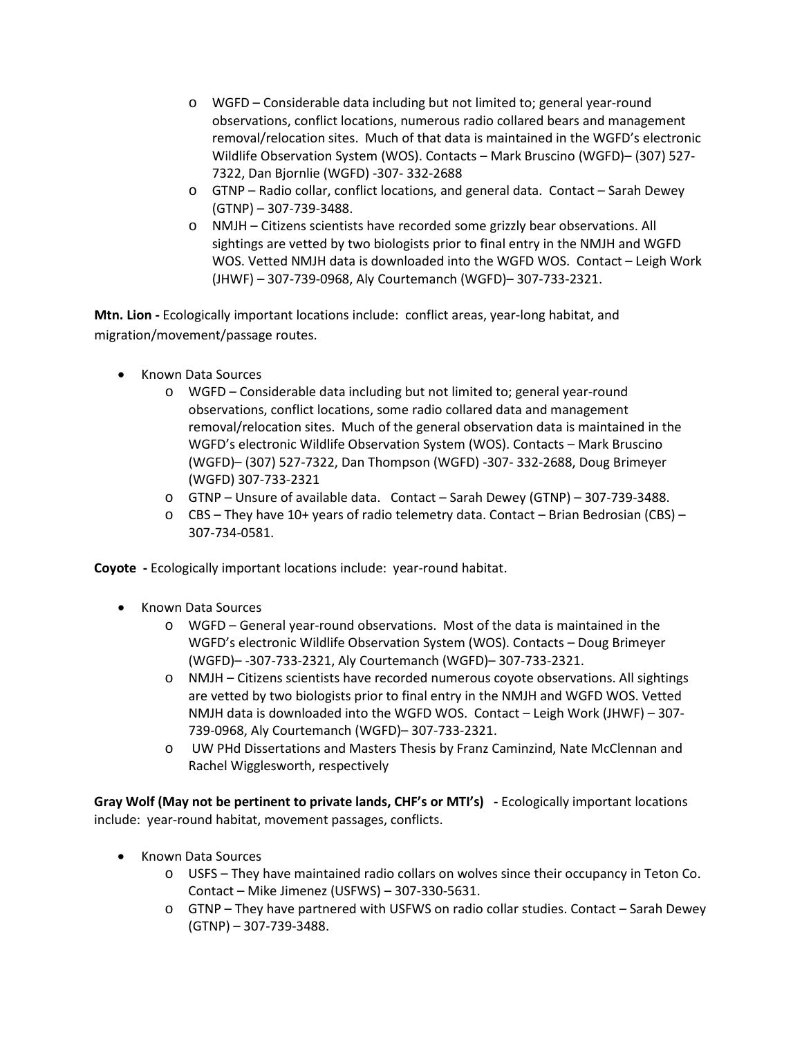- WGFD – Considerable data including but not limited to; general year-round observations, conflict locations, numerous radio collared bears and management removal/relocation sites. Much of that data is maintained in the WGFD's electronic Wildlife Observation System (WOS). Contacts – Mark Bruscino (WGFD)– (307) 527-7322, Dan Bjornlie (WGFD) -307- 332-2688
  - GTNP – Radio collar, conflict locations, and general data. Contact – Sarah Dewey (GTNP) – 307-739-3488.
  - NMJH – Citizens scientists have recorded some grizzly bear observations. All sightings are vetted by two biologists prior to final entry in the NMJH and WGFD WOS. Vetted NMJH data is downloaded into the WGFD WOS. Contact – Leigh Work (JHWF) – 307-739-0968, Aly Courtemanch (WGFD)– 307-733-2321.

**Mtn. Lion -** Ecologically important locations include: conflict areas, year-long habitat, and migration/movement/passage routes.

- Known Data Sources
  - WGFD – Considerable data including but not limited to; general year-round observations, conflict locations, some radio collared data and management removal/relocation sites. Much of the general observation data is maintained in the WGFD's electronic Wildlife Observation System (WOS). Contacts – Mark Bruscino (WGFD)– (307) 527-7322, Dan Thompson (WGFD) -307- 332-2688, Doug Brimeyer (WGFD) 307-733-2321
  - GTNP – Unsure of available data. Contact – Sarah Dewey (GTNP) – 307-739-3488.
  - CBS – They have 10+ years of radio telemetry data. Contact – Brian Bedrosian (CBS) – 307-734-0581.

**Coyote -** Ecologically important locations include: year-round habitat.

- Known Data Sources
  - WGFD – General year-round observations. Most of the data is maintained in the WGFD's electronic Wildlife Observation System (WOS). Contacts – Doug Brimeyer (WGFD)– -307-733-2321, Aly Courtemanch (WGFD)– 307-733-2321.
  - NMJH – Citizens scientists have recorded numerous coyote observations. All sightings are vetted by two biologists prior to final entry in the NMJH and WGFD WOS. Vetted NMJH data is downloaded into the WGFD WOS. Contact – Leigh Work (JHWF) – 307-739-0968, Aly Courtemanch (WGFD)– 307-733-2321.
  - UW PHd Dissertations and Masters Thesis by Franz Caminzind, Nate McClennan and Rachel Wigglesworth, respectively

**Gray Wolf (May not be pertinent to private lands, CHF's or MTI's) -** Ecologically important locations include: year-round habitat, movement passages, conflicts.

- Known Data Sources
  - USFS – They have maintained radio collars on wolves since their occupancy in Teton Co. Contact – Mike Jimenez (USFWS) – 307-330-5631.
  - GTNP – They have partnered with USFWS on radio collar studies. Contact – Sarah Dewey (GTNP) – 307-739-3488.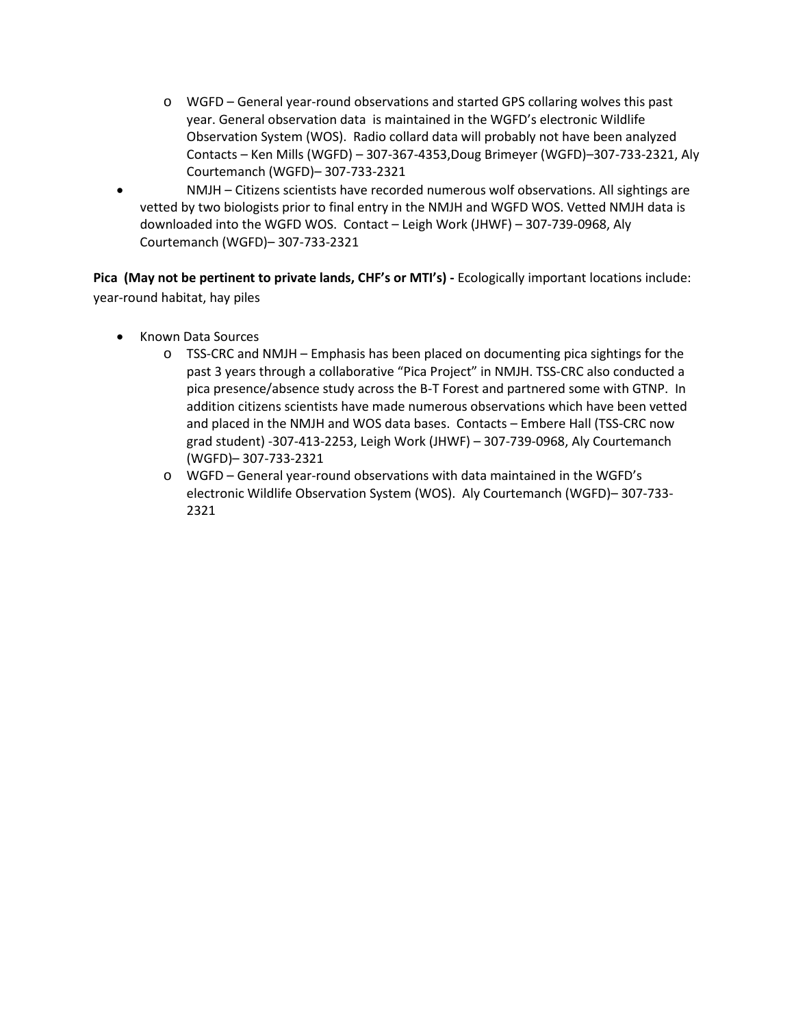- WGFD – General year-round observations and started GPS collaring wolves this past year. General observation data is maintained in the WGFD's electronic Wildlife Observation System (WOS). Radio collard data will probably not have been analyzed Contacts – Ken Mills (WGFD) – 307-367-4353,Doug Brimeyer (WGFD)–307-733-2321, Aly Courtemanch (WGFD)– 307-733-2321
- NMJH – Citizens scientists have recorded numerous wolf observations. All sightings are vetted by two biologists prior to final entry in the NMJH and WGFD WOS. Vetted NMJH data is downloaded into the WGFD WOS. Contact – Leigh Work (JHWF) – 307-739-0968, Aly Courtemanch (WGFD)– 307-733-2321

**Pica (May not be pertinent to private lands, CHF's or MTI's) -** Ecologically important locations include: year-round habitat, hay piles

- Known Data Sources
  - TSS-CRC and NMJH – Emphasis has been placed on documenting pica sightings for the past 3 years through a collaborative "Pica Project" in NMJH. TSS-CRC also conducted a pica presence/absence study across the B-T Forest and partnered some with GTNP. In addition citizens scientists have made numerous observations which have been vetted and placed in the NMJH and WOS data bases. Contacts – Embere Hall (TSS-CRC now grad student) -307-413-2253, Leigh Work (JHWF) – 307-739-0968, Aly Courtemanch (WGFD)– 307-733-2321
  - WGFD – General year-round observations with data maintained in the WGFD's electronic Wildlife Observation System (WOS). Aly Courtemanch (WGFD)– 307-733-2321